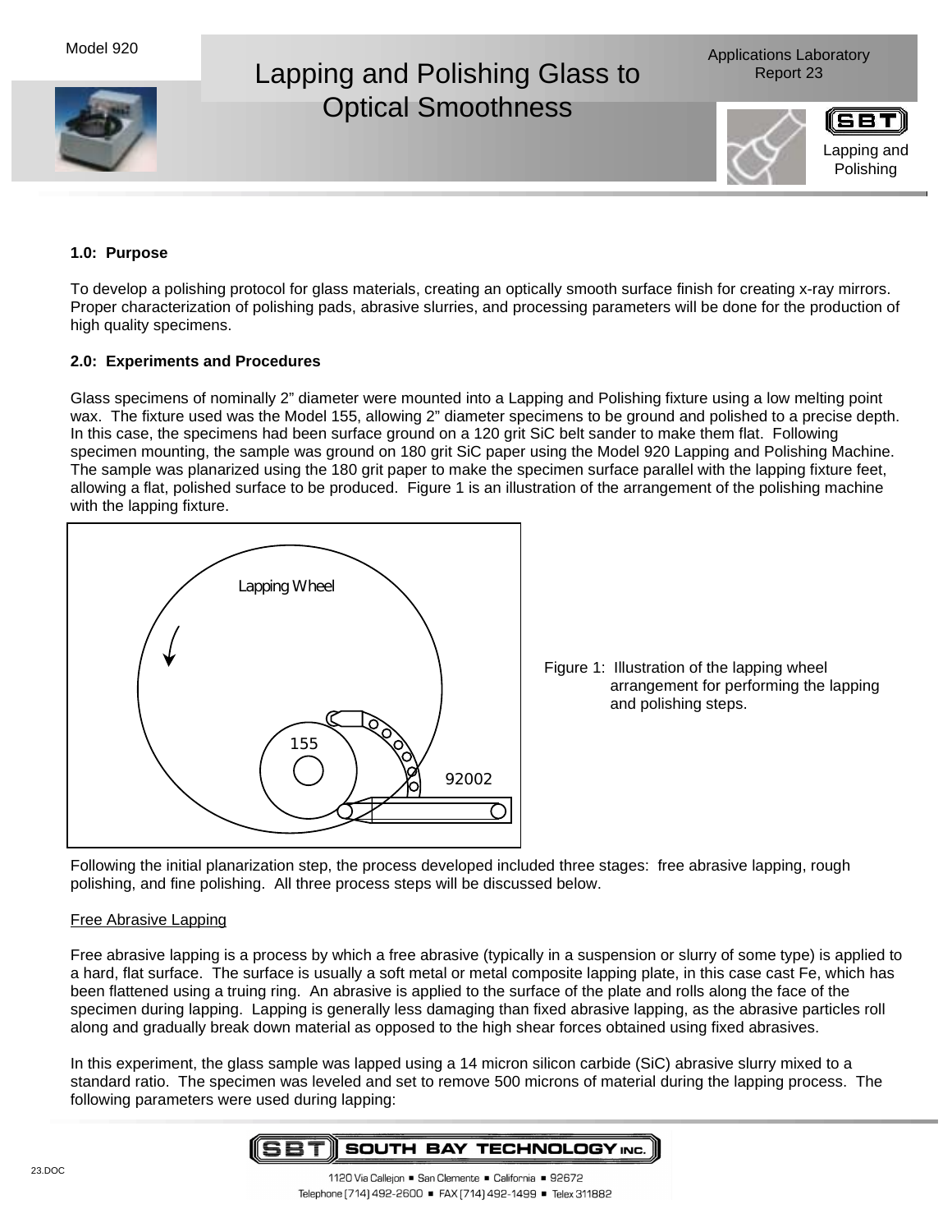Model 920

# Lapping and Polishing Glass to Optical Smoothness

Applications Laboratory Report 23

Lapping and Polishing

**1.0: Purpose**

To develop a polishing protocol for glass materials, creating an optically smooth surface finish for creating x-ray mirrors. Proper characterization of polishing pads, abrasive slurries, and processing parameters will be done for the production of high quality specimens.

**2.0: Experiments and Procedures**

Glass specimens of nominally 2" diameter were mounted into a Lapping and Polishing fixture using a low melting point wax. The fixture used was the Model 155, allowing 2" diameter specimens to be ground and polished to a precise depth. In this case, the specimens had been surface ground on a 120 grit SiC belt sander to make them flat. Following specimen mounting, the sample was ground on 180 grit SiC paper using the Model 920 Lapping and Polishing Machine. The sample was planarized using the 180 grit paper to make the specimen surface parallel with the lapping fixture feet, allowing a flat, polished surface to be produced. Figure 1 is an illustration of the arrangement of the polishing machine with the lapping fixture.

Figure 1: Illustration of the lapping wheel arrangement for performing the lapping and polishing steps.

Following the initial planarization step, the process developed included three stages: free abrasive lapping, rough polishing, and fine polishing. All three process steps will be discussed below.

Free Abrasive Lapping

Free abrasive lapping is a process by which a free abrasive (typically in a suspension or slurry of some type) is applied to a hard, flat surface. The surface is usually a soft metal or metal composite lapping plate, in this case cast Fe, which has been flattened using a truing ring. An abrasive is applied to the surface of the plate and rolls along the face of the specimen during lapping. Lapping is generally less damaging than fixed abrasive lapping, as the abrasive particles roll along and gradually break down material as opposed to the high shear forces obtained using fixed abrasives.

In this experiment, the glass sample was lapped using a 14 micron silicon carbide (SiC) abrasive slurry mixed to a standard ratio. The specimen was leveled and set to remove 500 microns of material during the lapping process. The following parameters were used during lapping: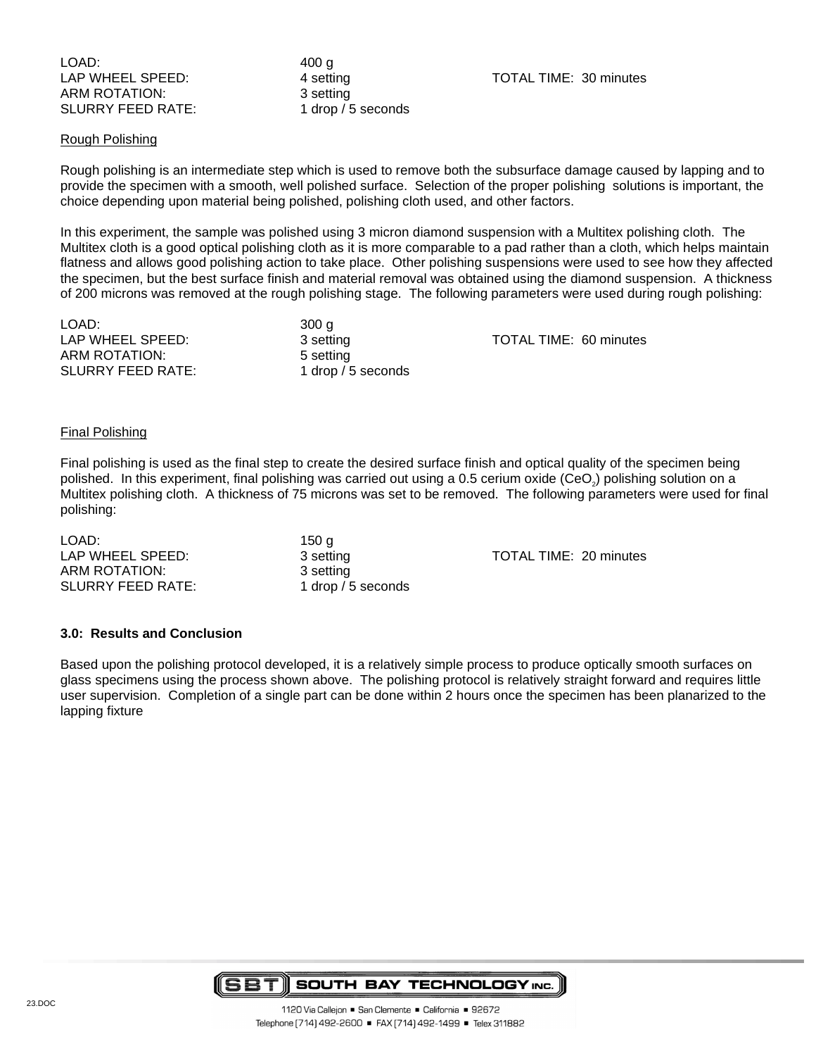| | | |
|---|---|---|
| LOAD: | 400 g | |
| LAP WHEEL SPEED: | 4 setting | TOTAL TIME: 30 minutes |
| ARM ROTATION: | 3 setting | |
| SLURRY FEED RATE: | 1 drop / 5 seconds | |

Rough Polishing

Rough polishing is an intermediate step which is used to remove both the subsurface damage caused by lapping and to provide the specimen with a smooth, well polished surface. Selection of the proper polishing solutions is important, the choice depending upon material being polished, polishing cloth used, and other factors.

In this experiment, the sample was polished using 3 micron diamond suspension with a Multitex polishing cloth. The Multitex cloth is a good optical polishing cloth as it is more comparable to a pad rather than a cloth, which helps maintain flatness and allows good polishing action to take place. Other polishing suspensions were used to see how they affected the specimen, but the best surface finish and material removal was obtained using the diamond suspension. A thickness of 200 microns was removed at the rough polishing stage. The following parameters were used during rough polishing:

| | | |
|---|---|---|
| LOAD: | 300 g | |
| LAP WHEEL SPEED: | 3 setting | TOTAL TIME: 60 minutes |
| ARM ROTATION: | 5 setting | |
| SLURRY FEED RATE: | 1 drop / 5 seconds | |

Final Polishing

Final polishing is used as the final step to create the desired surface finish and optical quality of the specimen being polished. In this experiment, final polishing was carried out using a 0.5 cerium oxide ($CeO_2$) polishing solution on a Multitex polishing cloth. A thickness of 75 microns was set to be removed. The following parameters were used for final polishing:

| | | |
|---|---|---|
| LOAD: | 150 g | |
| LAP WHEEL SPEED: | 3 setting | TOTAL TIME: 20 minutes |
| ARM ROTATION: | 3 setting | |
| SLURRY FEED RATE: | 1 drop / 5 seconds | |

### 3.0: Results and Conclusion

Based upon the polishing protocol developed, it is a relatively simple process to produce optically smooth surfaces on glass specimens using the process shown above. The polishing protocol is relatively straight forward and requires little user supervision. Completion of a single part can be done within 2 hours once the specimen has been planarized to the lapping fixture

SOUTH BAY TECHNOLOGY INC.

1120 Via Callejon ▪ San Clemente ▪ California ▪ 92672
Telephone [714] 492-2600 ▪ FAX [714] 492-1499 ▪ Telex 311882